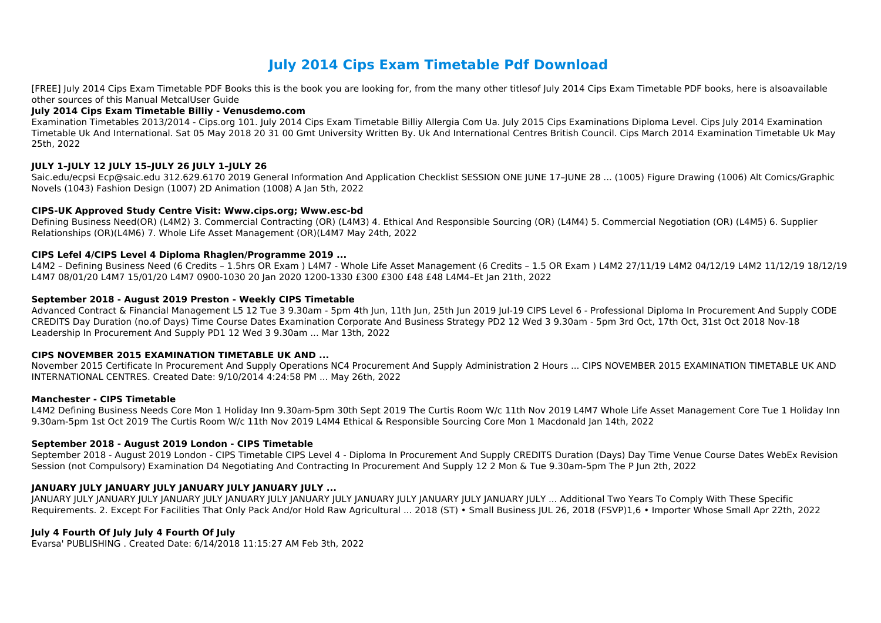# July 2014 Cips Exam Timetable Pdf Download

[FREE] July 2014 Cips Exam Timetable PDF Books this is the book you are looking for, from the many other titlesof July 2014 Cips Exam Timetable PDF books, here is alsoavailable other sources of this Manual MetcalUser Guide

### July 2014 Cips Exam Timetable Billiy - Venusdemo.com

Examination Timetables 2013/2014 - Cips.org 101. July 2014 Cips Exam Timetable Billiy Allergia Com Ua. July 2015 Cips Examinations Diploma Level. Cips July 2014 Examination Timetable Uk And International. Sat 05 May 2018 20 31 00 Gmt University Written By. Uk And International Centres British Council. Cips March 2014 Examination Timetable Uk May 25th, 2022

### JULY 1–JULY 12 JULY 15–JULY 26 JULY 1–JULY 26

Saic.edu/ecpsi Ecp@saic.edu 312.629.6170 2019 General Information And Application Checklist SESSION ONE JUNE 17–JUNE 28 ... (1005) Figure Drawing (1006) Alt Comics/Graphic Novels (1043) Fashion Design (1007) 2D Animation (1008) A Jan 5th, 2022

### CIPS-UK Approved Study Centre Visit: Www.cips.org; Www.esc-bd

Defining Business Need(OR) (L4M2) 3. Commercial Contracting (OR) (L4M3) 4. Ethical And Responsible Sourcing (OR) (L4M4) 5. Commercial Negotiation (OR) (L4M5) 6. Supplier Relationships (OR)(L4M6) 7. Whole Life Asset Management (OR)(L4M7 May 24th, 2022

### CIPS Lefel 4/CIPS Level 4 Diploma Rhaglen/Programme 2019 ...

L4M2 – Defining Business Need (6 Credits – 1.5hrs OR Exam ) L4M7 - Whole Life Asset Management (6 Credits – 1.5 OR Exam ) L4M2 27/11/19 L4M2 04/12/19 L4M2 11/12/19 18/12/19 L4M7 08/01/20 L4M7 15/01/20 L4M7 0900-1030 20 Jan 2020 1200-1330 £300 £300 £48 £48 L4M4–Et Jan 21th, 2022

### September 2018 - August 2019 Preston - Weekly CIPS Timetable

Advanced Contract & Financial Management L5 12 Tue 3 9.30am - 5pm 4th Jun, 11th Jun, 25th Jun 2019 Jul-19 CIPS Level 6 - Professional Diploma In Procurement And Supply CODE CREDITS Day Duration (no.of Days) Time Course Dates Examination Corporate And Business Strategy PD2 12 Wed 3 9.30am - 5pm 3rd Oct, 17th Oct, 31st Oct 2018 Nov-18 Leadership In Procurement And Supply PD1 12 Wed 3 9.30am ... Mar 13th, 2022

### CIPS NOVEMBER 2015 EXAMINATION TIMETABLE UK AND ...

November 2015 Certificate In Procurement And Supply Operations NC4 Procurement And Supply Administration 2 Hours ... CIPS NOVEMBER 2015 EXAMINATION TIMETABLE UK AND INTERNATIONAL CENTRES. Created Date: 9/10/2014 4:24:58 PM ... May 26th, 2022

### Manchester - CIPS Timetable

L4M2 Defining Business Needs Core Mon 1 Holiday Inn 9.30am-5pm 30th Sept 2019 The Curtis Room W/c 11th Nov 2019 L4M7 Whole Life Asset Management Core Tue 1 Holiday Inn 9.30am-5pm 1st Oct 2019 The Curtis Room W/c 11th Nov 2019 L4M4 Ethical & Responsible Sourcing Core Mon 1 Macdonald Jan 14th, 2022

### September 2018 - August 2019 London - CIPS Timetable

September 2018 - August 2019 London - CIPS Timetable CIPS Level 4 - Diploma In Procurement And Supply CREDITS Duration (Days) Day Time Venue Course Dates WebEx Revision Session (not Compulsory) Examination D4 Negotiating And Contracting In Procurement And Supply 12 2 Mon & Tue 9.30am-5pm The P Jun 2th, 2022

### JANUARY JULY JANUARY JULY JANUARY JULY JANUARY JULY ...

JANUARY JULY JANUARY JULY JANUARY JULY JANUARY JULY JANUARY JULY JANUARY JULY JANUARY JULY ... Additional Two Years To Comply With These Specific Requirements. 2. Except For Facilities That Only Pack And/or Hold Raw Agricultural ... 2018 (ST) • Small Business JUL 26, 2018 (FSVP)1,6 • Importer Whose Small Apr 22th, 2022

### July 4 Fourth Of July July 4 Fourth Of July

Evarsa' PUBLISHING . Created Date: 6/14/2018 11:15:27 AM Feb 3th, 2022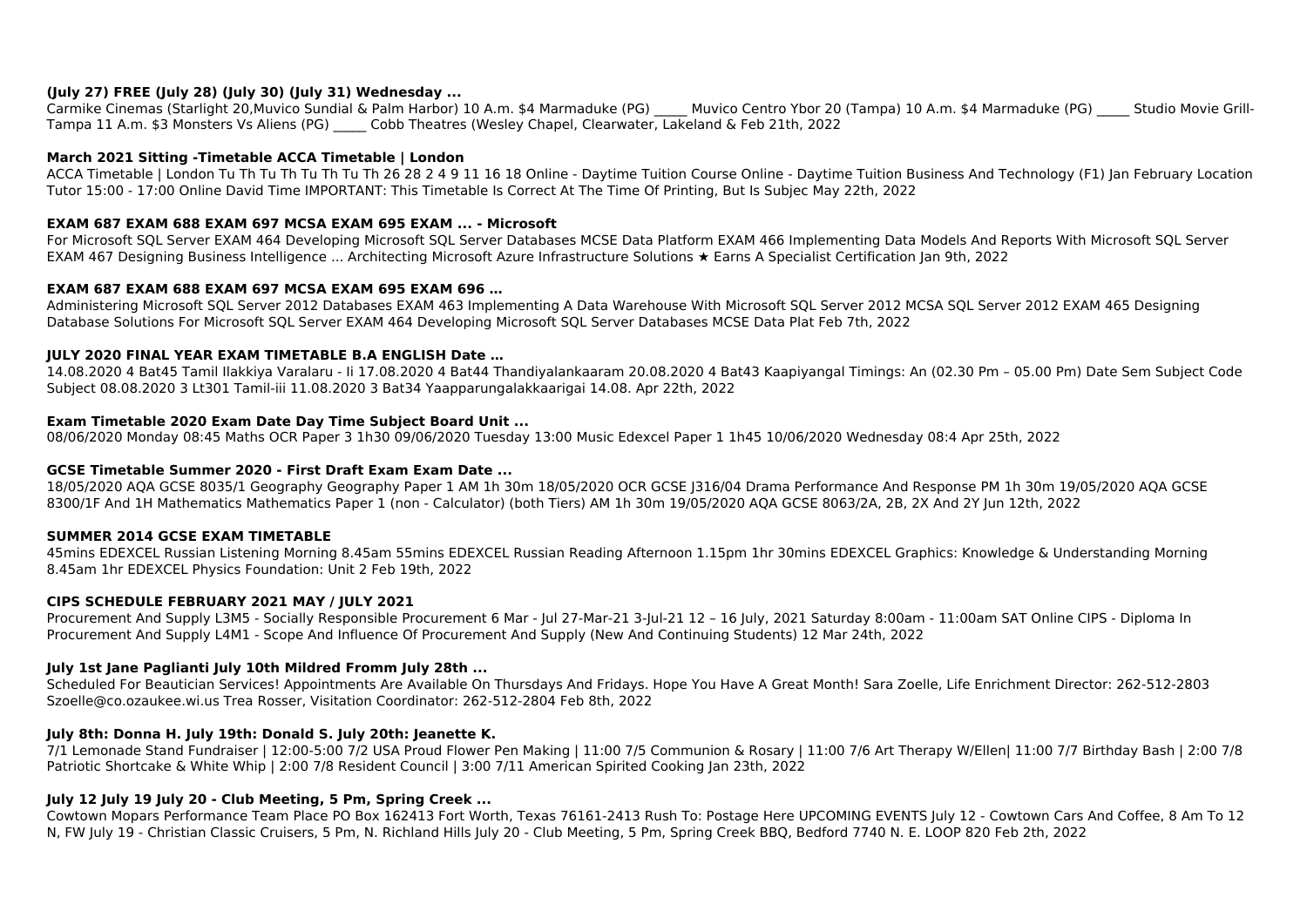### (July 27) FREE (July 28) (July 30) (July 31) Wednesday ...

Carmike Cinemas (Starlight 20,Muvico Sundial & Palm Harbor) 10 A.m. $4 Marmaduke (PG) _____ Muvico Centro Ybor 20 (Tampa) 10 A.m. $4 Marmaduke (PG) _____ Studio Movie Grill-Tampa 11 A.m. $3 Monsters Vs Aliens (PG) _____ Cobb Theatres (Wesley Chapel, Clearwater, Lakeland & Feb 21th, 2022

### March 2021 Sitting -Timetable ACCA Timetable | London

ACCA Timetable | London Tu Th Tu Th Tu Th Tu Th 26 28 2 4 9 11 16 18 Online - Daytime Tuition Course Online - Daytime Tuition Business And Technology (F1) Jan February Location Tutor 15:00 - 17:00 Online David Time IMPORTANT: This Timetable Is Correct At The Time Of Printing, But Is Subjec May 22th, 2022

### EXAM 687 EXAM 688 EXAM 697 MCSA EXAM 695 EXAM ... - Microsoft

For Microsoft SQL Server EXAM 464 Developing Microsoft SQL Server Databases MCSE Data Platform EXAM 466 Implementing Data Models And Reports With Microsoft SQL Server EXAM 467 Designing Business Intelligence ... Architecting Microsoft Azure Infrastructure Solutions ★ Earns A Specialist Certification Jan 9th, 2022

### EXAM 687 EXAM 688 EXAM 697 MCSA EXAM 695 EXAM 696 …

Administering Microsoft SQL Server 2012 Databases EXAM 463 Implementing A Data Warehouse With Microsoft SQL Server 2012 MCSA SQL Server 2012 EXAM 465 Designing Database Solutions For Microsoft SQL Server EXAM 464 Developing Microsoft SQL Server Databases MCSE Data Plat Feb 7th, 2022

### JULY 2020 FINAL YEAR EXAM TIMETABLE B.A ENGLISH Date …

14.08.2020 4 Bat45 Tamil Ilakkiya Varalaru - Ii 17.08.2020 4 Bat44 Thandiyalankaaram 20.08.2020 4 Bat43 Kaapiyangal Timings: An (02.30 Pm – 05.00 Pm) Date Sem Subject Code Subject 08.08.2020 3 Lt301 Tamil-iii 11.08.2020 3 Bat34 Yaapparungalakkaarigai 14.08. Apr 22th, 2022

### Exam Timetable 2020 Exam Date Day Time Subject Board Unit ...

08/06/2020 Monday 08:45 Maths OCR Paper 3 1h30 09/06/2020 Tuesday 13:00 Music Edexcel Paper 1 1h45 10/06/2020 Wednesday 08:4 Apr 25th, 2022

### GCSE Timetable Summer 2020 - First Draft Exam Exam Date ...

18/05/2020 AQA GCSE 8035/1 Geography Geography Paper 1 AM 1h 30m 18/05/2020 OCR GCSE J316/04 Drama Performance And Response PM 1h 30m 19/05/2020 AQA GCSE 8300/1F And 1H Mathematics Mathematics Paper 1 (non - Calculator) (both Tiers) AM 1h 30m 19/05/2020 AQA GCSE 8063/2A, 2B, 2X And 2Y Jun 12th, 2022

### SUMMER 2014 GCSE EXAM TIMETABLE

45mins EDEXCEL Russian Listening Morning 8.45am 55mins EDEXCEL Russian Reading Afternoon 1.15pm 1hr 30mins EDEXCEL Graphics: Knowledge & Understanding Morning 8.45am 1hr EDEXCEL Physics Foundation: Unit 2 Feb 19th, 2022

### CIPS SCHEDULE FEBRUARY 2021 MAY / JULY 2021

Procurement And Supply L3M5 - Socially Responsible Procurement 6 Mar - Jul 27-Mar-21 3-Jul-21 12 – 16 July, 2021 Saturday 8:00am - 11:00am SAT Online CIPS - Diploma In Procurement And Supply L4M1 - Scope And Influence Of Procurement And Supply (New And Continuing Students) 12 Mar 24th, 2022

### July 1st Jane Paglianti July 10th Mildred Fromm July 28th ...

Scheduled For Beautician Services! Appointments Are Available On Thursdays And Fridays. Hope You Have A Great Month! Sara Zoelle, Life Enrichment Director: 262-512-2803 Szoelle@co.ozaukee.wi.us Trea Rosser, Visitation Coordinator: 262-512-2804 Feb 8th, 2022

### July 8th: Donna H. July 19th: Donald S. July 20th: Jeanette K.

7/1 Lemonade Stand Fundraiser | 12:00-5:00 7/2 USA Proud Flower Pen Making | 11:00 7/5 Communion & Rosary | 11:00 7/6 Art Therapy W/Ellen| 11:00 7/7 Birthday Bash | 2:00 7/8 Patriotic Shortcake & White Whip | 2:00 7/8 Resident Council | 3:00 7/11 American Spirited Cooking Jan 23th, 2022

### July 12 July 19 July 20 - Club Meeting, 5 Pm, Spring Creek ...

Cowtown Mopars Performance Team Place PO Box 162413 Fort Worth, Texas 76161-2413 Rush To: Postage Here UPCOMING EVENTS July 12 - Cowtown Cars And Coffee, 8 Am To 12 N, FW July 19 - Christian Classic Cruisers, 5 Pm, N. Richland Hills July 20 - Club Meeting, 5 Pm, Spring Creek BBQ, Bedford 7740 N. E. LOOP 820 Feb 2th, 2022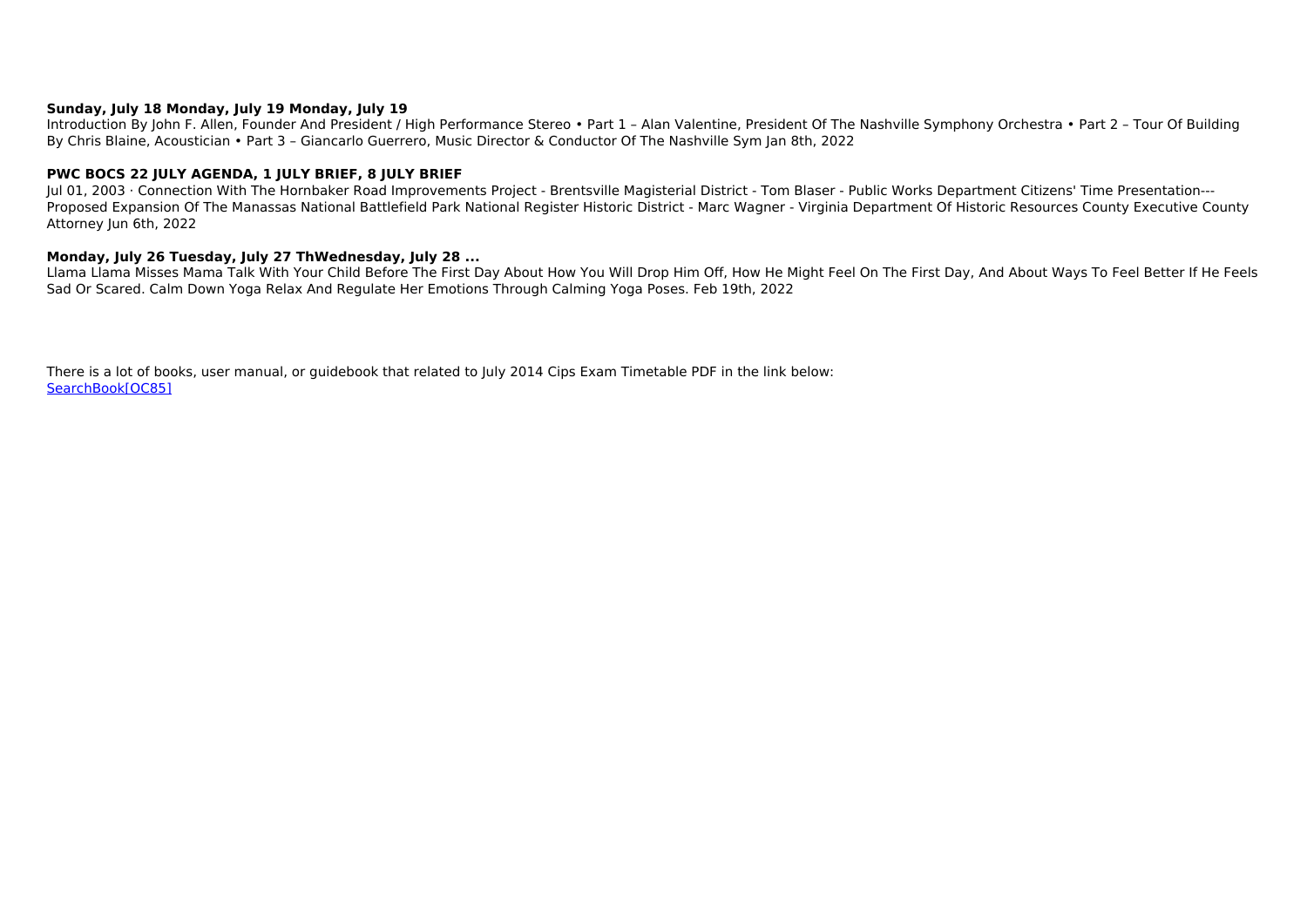**Sunday, July 18 Monday, July 19 Monday, July 19**

Introduction By John F. Allen, Founder And President / High Performance Stereo • Part 1 – Alan Valentine, President Of The Nashville Symphony Orchestra • Part 2 – Tour Of Building By Chris Blaine, Acoustician • Part 3 – Giancarlo Guerrero, Music Director & Conductor Of The Nashville Sym Jan 8th, 2022

**PWC BOCS 22 JULY AGENDA, 1 JULY BRIEF, 8 JULY BRIEF**

Jul 01, 2003 · Connection With The Hornbaker Road Improvements Project - Brentsville Magisterial District - Tom Blaser - Public Works Department Citizens' Time Presentation--- Proposed Expansion Of The Manassas National Battlefield Park National Register Historic District - Marc Wagner - Virginia Department Of Historic Resources County Executive County Attorney Jun 6th, 2022

**Monday, July 26 Tuesday, July 27 ThWednesday, July 28 ...**

Llama Llama Misses Mama Talk With Your Child Before The First Day About How You Will Drop Him Off, How He Might Feel On The First Day, And About Ways To Feel Better If He Feels Sad Or Scared. Calm Down Yoga Relax And Regulate Her Emotions Through Calming Yoga Poses. Feb 19th, 2022

There is a lot of books, user manual, or guidebook that related to July 2014 Cips Exam Timetable PDF in the link below:
SearchBook[OC85]